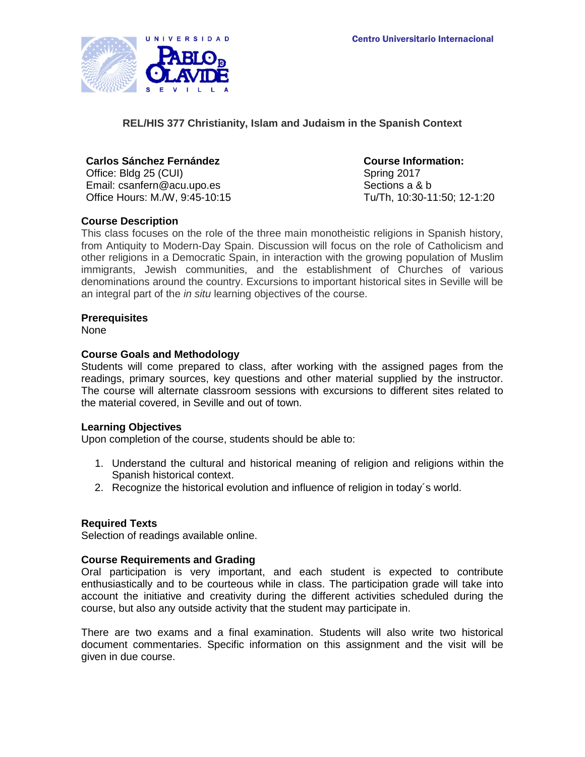Centro Universitario Internacional

# REL/HIS 377 Christianity, Islam and Judaism in the Spanish Context

**Carlos Sánchez Fernández**
Office: Bldg 25 (CUI)
Email: csanfern@acu.upo.es
Office Hours: M./W, 9:45-10:15

**Course Information:**
Spring 2017
Sections a & b
Tu/Th, 10:30-11:50; 12-1:20

## Course Description

This class focuses on the role of the three main monotheistic religions in Spanish history, from Antiquity to Modern-Day Spain. Discussion will focus on the role of Catholicism and other religions in a Democratic Spain, in interaction with the growing population of Muslim immigrants, Jewish communities, and the establishment of Churches of various denominations around the country. Excursions to important historical sites in Seville will be an integral part of the *in situ* learning objectives of the course.

## Prerequisites

None

## Course Goals and Methodology

Students will come prepared to class, after working with the assigned pages from the readings, primary sources, key questions and other material supplied by the instructor. The course will alternate classroom sessions with excursions to different sites related to the material covered, in Seville and out of town.

## Learning Objectives

Upon completion of the course, students should be able to:

1. Understand the cultural and historical meaning of religion and religions within the Spanish historical context.
2. Recognize the historical evolution and influence of religion in today´s world.

## Required Texts

Selection of readings available online.

## Course Requirements and Grading

Oral participation is very important, and each student is expected to contribute enthusiastically and to be courteous while in class. The participation grade will take into account the initiative and creativity during the different activities scheduled during the course, but also any outside activity that the student may participate in.

There are two exams and a final examination. Students will also write two historical document commentaries. Specific information on this assignment and the visit will be given in due course.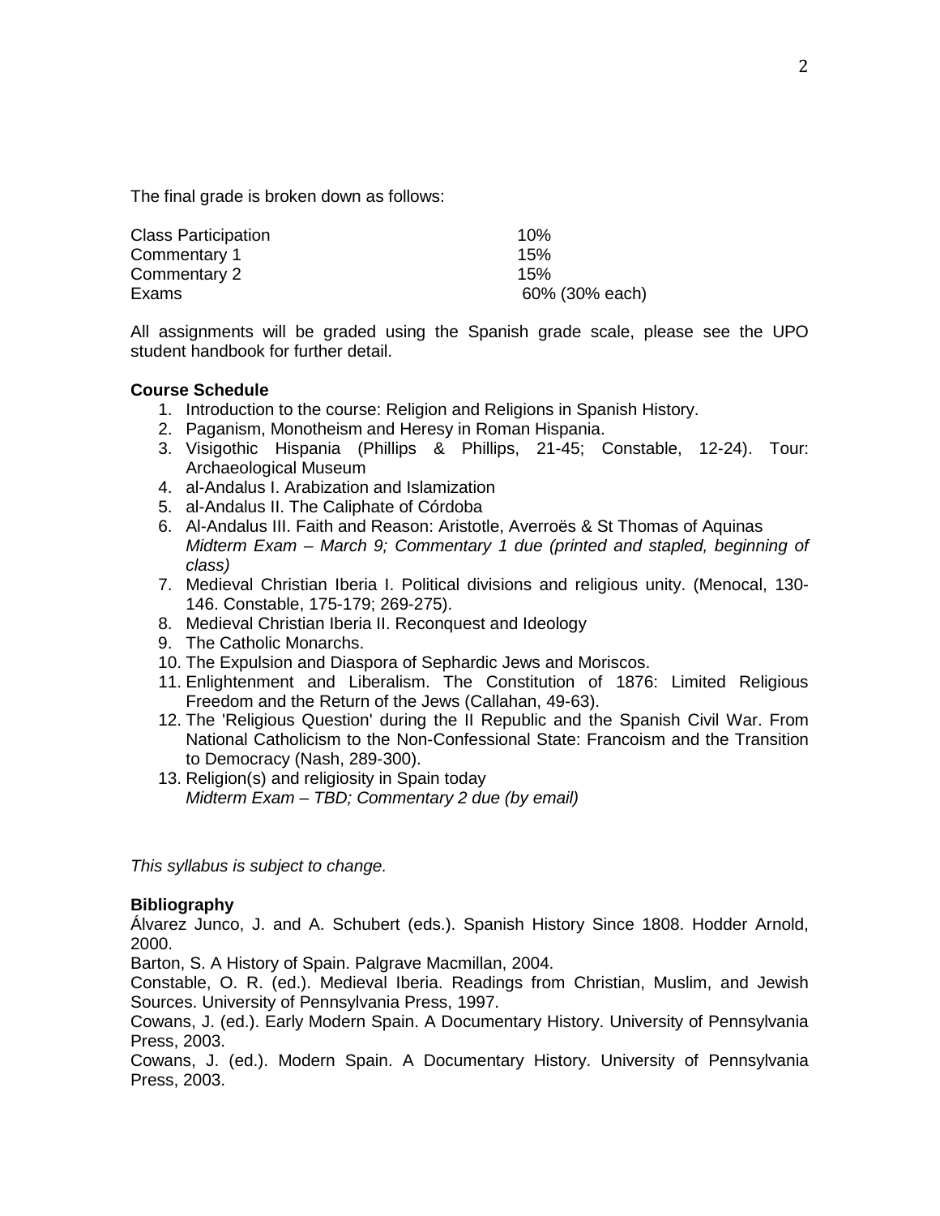The final grade is broken down as follows:

| | |
|---|---|
| Class Participation | 10% |
| Commentary 1 | 15% |
| Commentary 2 | 15% |
| Exams | 60% (30% each) |

All assignments will be graded using the Spanish grade scale, please see the UPO student handbook for further detail.

**Course Schedule**

1. Introduction to the course: Religion and Religions in Spanish History.
2. Paganism, Monotheism and Heresy in Roman Hispania.
3. Visigothic Hispania (Phillips & Phillips, 21-45; Constable, 12-24). Tour: Archaeological Museum
4. al-Andalus I. Arabization and Islamization
5. al-Andalus II. The Caliphate of Córdoba
6. Al-Andalus III. Faith and Reason: Aristotle, Averroës & St Thomas of Aquinas
   *Midterm Exam – March 9; Commentary 1 due (printed and stapled, beginning of class)*
7. Medieval Christian Iberia I. Political divisions and religious unity. (Menocal, 130-146. Constable, 175-179; 269-275).
8. Medieval Christian Iberia II. Reconquest and Ideology
9. The Catholic Monarchs.
10. The Expulsion and Diaspora of Sephardic Jews and Moriscos.
11. Enlightenment and Liberalism. The Constitution of 1876: Limited Religious Freedom and the Return of the Jews (Callahan, 49-63).
12. The 'Religious Question' during the II Republic and the Spanish Civil War. From National Catholicism to the Non-Confessional State: Francoism and the Transition to Democracy (Nash, 289-300).
13. Religion(s) and religiosity in Spain today
    *Midterm Exam – TBD; Commentary 2 due (by email)*

*This syllabus is subject to change.*

**Bibliography**

Álvarez Junco, J. and A. Schubert (eds.). Spanish History Since 1808. Hodder Arnold, 2000.

Barton, S. A History of Spain. Palgrave Macmillan, 2004.

Constable, O. R. (ed.). Medieval Iberia. Readings from Christian, Muslim, and Jewish Sources. University of Pennsylvania Press, 1997.

Cowans, J. (ed.). Early Modern Spain. A Documentary History. University of Pennsylvania Press, 2003.

Cowans, J. (ed.). Modern Spain. A Documentary History. University of Pennsylvania Press, 2003.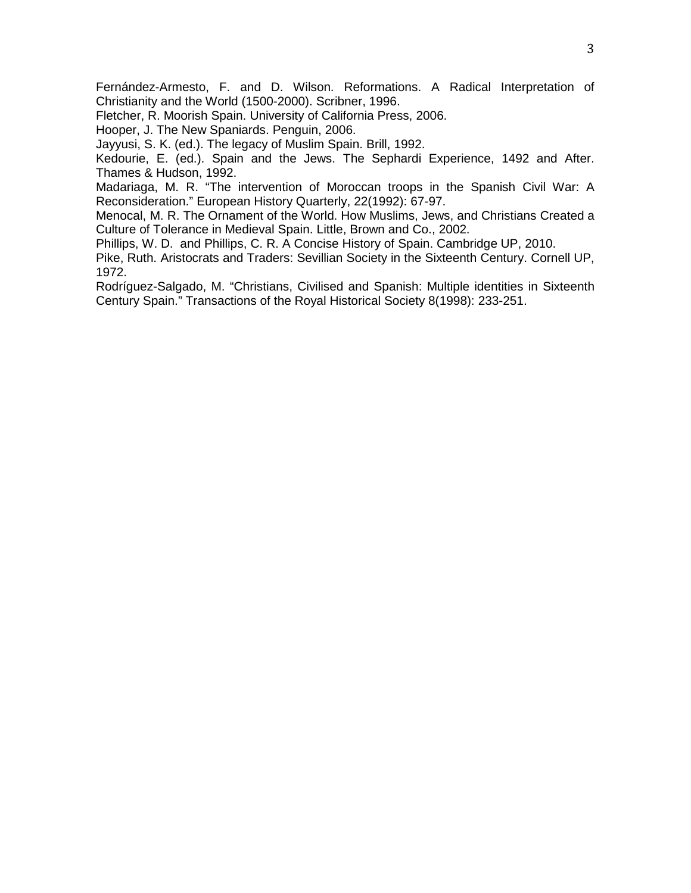Fernández-Armesto, F. and D. Wilson. Reformations. A Radical Interpretation of Christianity and the World (1500-2000). Scribner, 1996.

Fletcher, R. Moorish Spain. University of California Press, 2006.

Hooper, J. The New Spaniards. Penguin, 2006.

Jayyusi, S. K. (ed.). The legacy of Muslim Spain. Brill, 1992.

Kedourie, E. (ed.). Spain and the Jews. The Sephardi Experience, 1492 and After. Thames & Hudson, 1992.

Madariaga, M. R. "The intervention of Moroccan troops in the Spanish Civil War: A Reconsideration." European History Quarterly, 22(1992): 67-97.

Menocal, M. R. The Ornament of the World. How Muslims, Jews, and Christians Created a Culture of Tolerance in Medieval Spain. Little, Brown and Co., 2002.

Phillips, W. D. and Phillips, C. R. A Concise History of Spain. Cambridge UP, 2010.

Pike, Ruth. Aristocrats and Traders: Sevillian Society in the Sixteenth Century. Cornell UP, 1972.

Rodríguez-Salgado, M. "Christians, Civilised and Spanish: Multiple identities in Sixteenth Century Spain." Transactions of the Royal Historical Society 8(1998): 233-251.